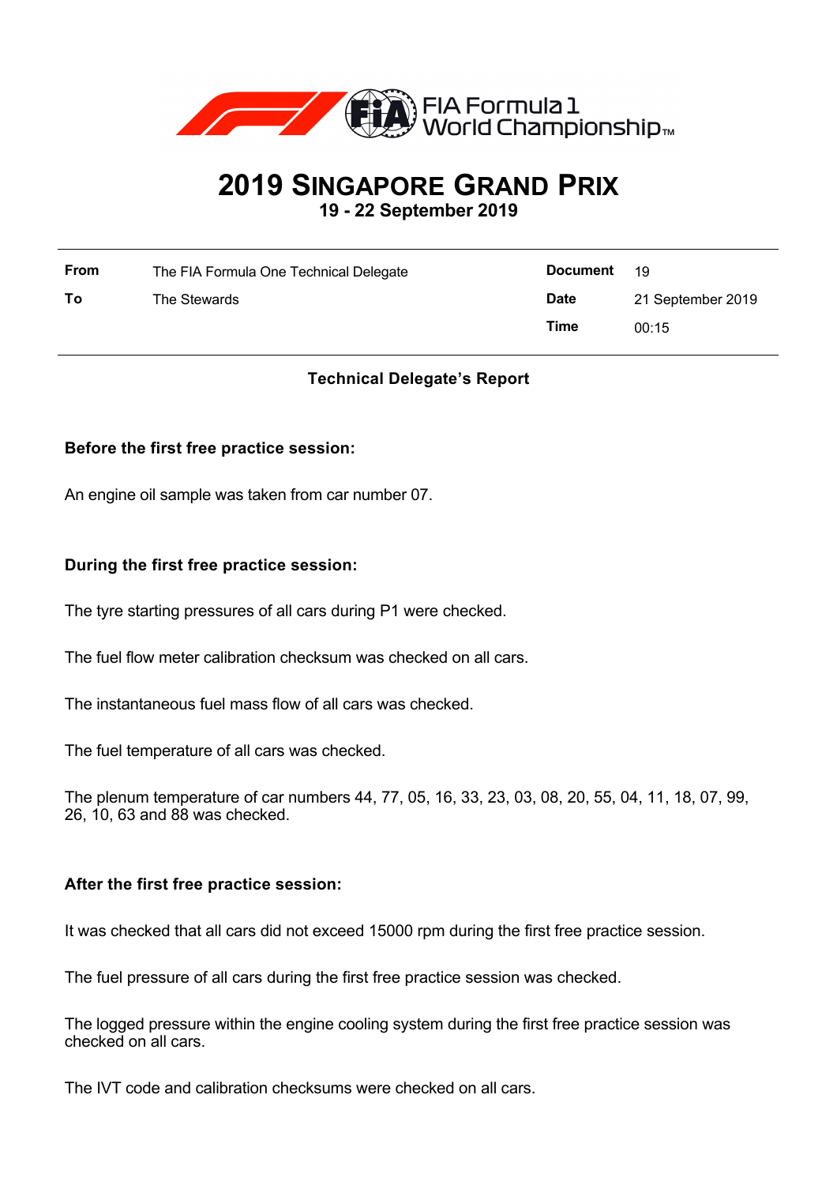FIA Formula 1 World Championship™

# 2019 Singapore Grand Prix

**19 - 22 September 2019**

| | | | |
|---|---|---|---|
| **From** | The FIA Formula One Technical Delegate | **Document** | 19 |
| **To** | The Stewards | **Date** | 21 September 2019 |
| | | **Time** | 00:15 |

## Technical Delegate's Report

### Before the first free practice session:

An engine oil sample was taken from car number 07.

### During the first free practice session:

The tyre starting pressures of all cars during P1 were checked.

The fuel flow meter calibration checksum was checked on all cars.

The instantaneous fuel mass flow of all cars was checked.

The fuel temperature of all cars was checked.

The plenum temperature of car numbers 44, 77, 05, 16, 33, 23, 03, 08, 20, 55, 04, 11, 18, 07, 99, 26, 10, 63 and 88 was checked.

### After the first free practice session:

It was checked that all cars did not exceed 15000 rpm during the first free practice session.

The fuel pressure of all cars during the first free practice session was checked.

The logged pressure within the engine cooling system during the first free practice session was checked on all cars.

The IVT code and calibration checksums were checked on all cars.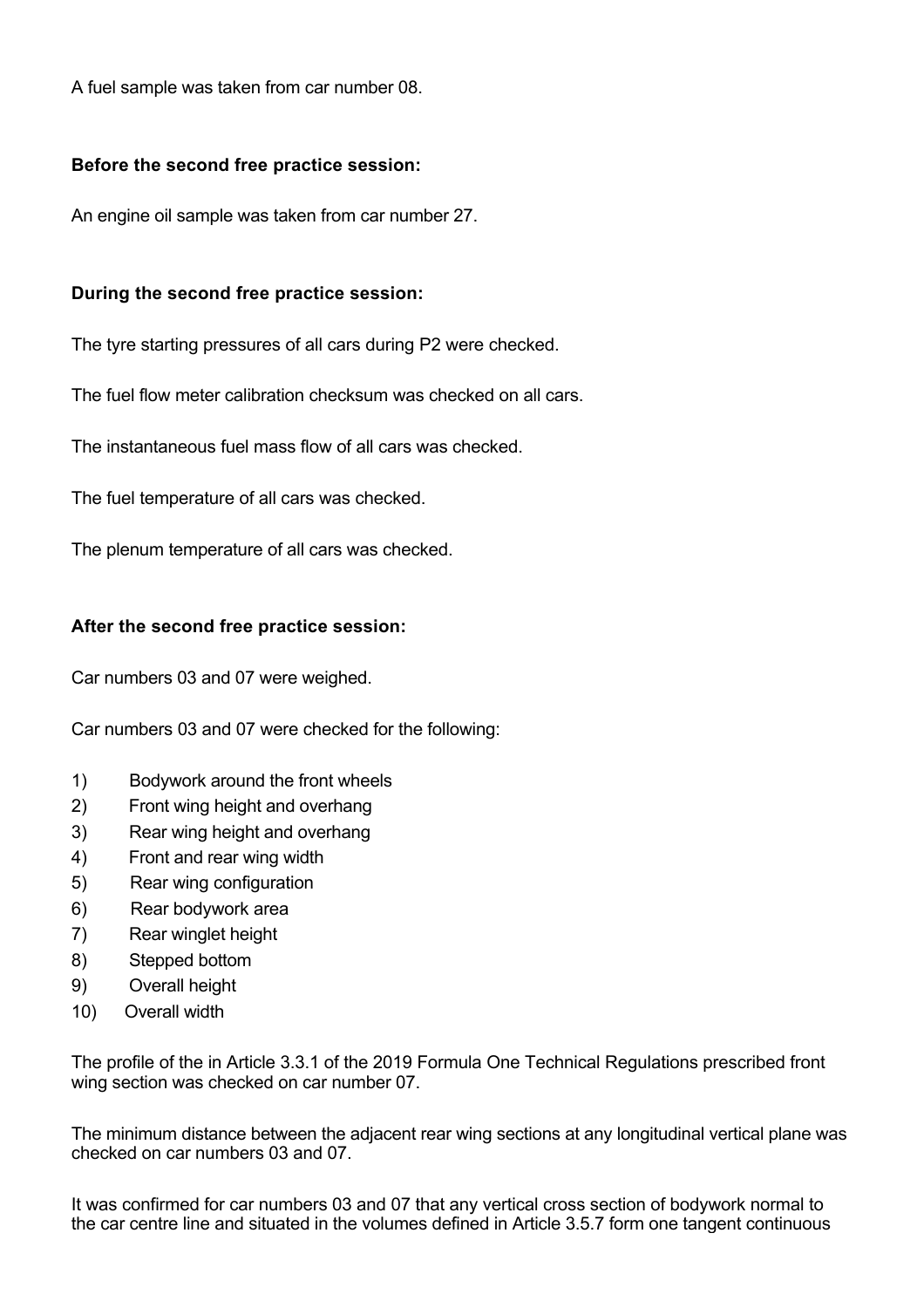A fuel sample was taken from car number 08.

**Before the second free practice session:**

An engine oil sample was taken from car number 27.

**During the second free practice session:**

The tyre starting pressures of all cars during P2 were checked.

The fuel flow meter calibration checksum was checked on all cars.

The instantaneous fuel mass flow of all cars was checked.

The fuel temperature of all cars was checked.

The plenum temperature of all cars was checked.

**After the second free practice session:**

Car numbers 03 and 07 were weighed.

Car numbers 03 and 07 were checked for the following:

1) Bodywork around the front wheels
2) Front wing height and overhang
3) Rear wing height and overhang
4) Front and rear wing width
5) Rear wing configuration
6) Rear bodywork area
7) Rear winglet height
8) Stepped bottom
9) Overall height
10) Overall width

The profile of the in Article 3.3.1 of the 2019 Formula One Technical Regulations prescribed front wing section was checked on car number 07.

The minimum distance between the adjacent rear wing sections at any longitudinal vertical plane was checked on car numbers 03 and 07.

It was confirmed for car numbers 03 and 07 that any vertical cross section of bodywork normal to the car centre line and situated in the volumes defined in Article 3.5.7 form one tangent continuous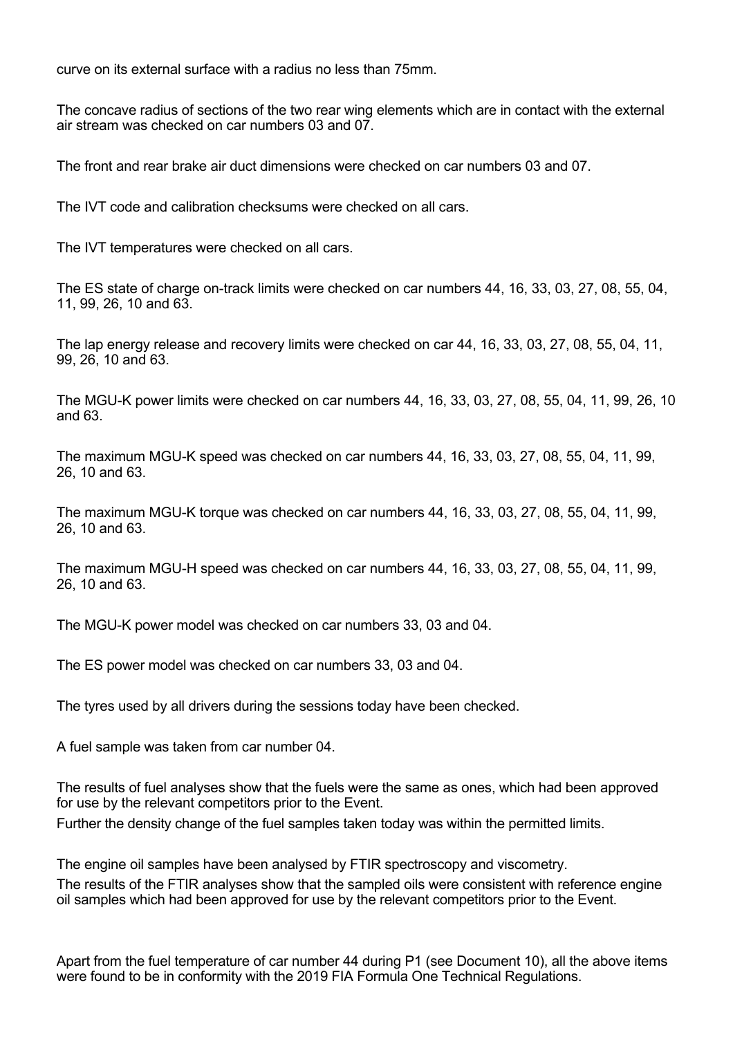curve on its external surface with a radius no less than 75mm.

The concave radius of sections of the two rear wing elements which are in contact with the external air stream was checked on car numbers 03 and 07.

The front and rear brake air duct dimensions were checked on car numbers 03 and 07.

The IVT code and calibration checksums were checked on all cars.

The IVT temperatures were checked on all cars.

The ES state of charge on-track limits were checked on car numbers 44, 16, 33, 03, 27, 08, 55, 04, 11, 99, 26, 10 and 63.

The lap energy release and recovery limits were checked on car 44, 16, 33, 03, 27, 08, 55, 04, 11, 99, 26, 10 and 63.

The MGU-K power limits were checked on car numbers 44, 16, 33, 03, 27, 08, 55, 04, 11, 99, 26, 10 and 63.

The maximum MGU-K speed was checked on car numbers 44, 16, 33, 03, 27, 08, 55, 04, 11, 99, 26, 10 and 63.

The maximum MGU-K torque was checked on car numbers 44, 16, 33, 03, 27, 08, 55, 04, 11, 99, 26, 10 and 63.

The maximum MGU-H speed was checked on car numbers 44, 16, 33, 03, 27, 08, 55, 04, 11, 99, 26, 10 and 63.

The MGU-K power model was checked on car numbers 33, 03 and 04.

The ES power model was checked on car numbers 33, 03 and 04.

The tyres used by all drivers during the sessions today have been checked.

A fuel sample was taken from car number 04.

The results of fuel analyses show that the fuels were the same as ones, which had been approved for use by the relevant competitors prior to the Event.

Further the density change of the fuel samples taken today was within the permitted limits.

The engine oil samples have been analysed by FTIR spectroscopy and viscometry.

The results of the FTIR analyses show that the sampled oils were consistent with reference engine oil samples which had been approved for use by the relevant competitors prior to the Event.

Apart from the fuel temperature of car number 44 during P1 (see Document 10), all the above items were found to be in conformity with the 2019 FIA Formula One Technical Regulations.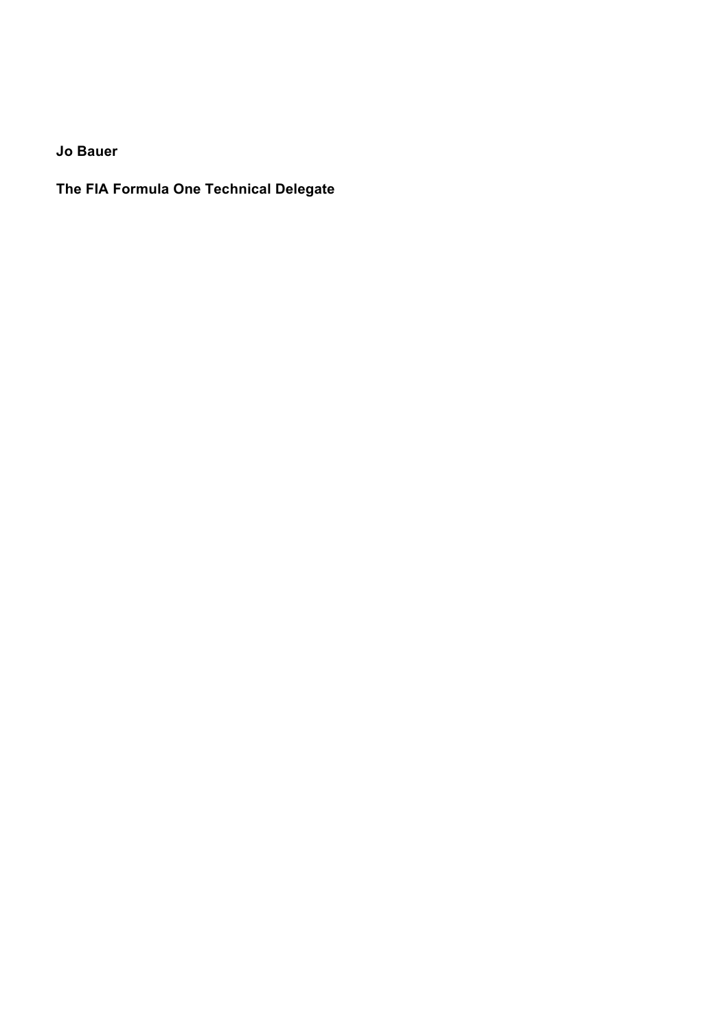**Jo Bauer**

**The FIA Formula One Technical Delegate**